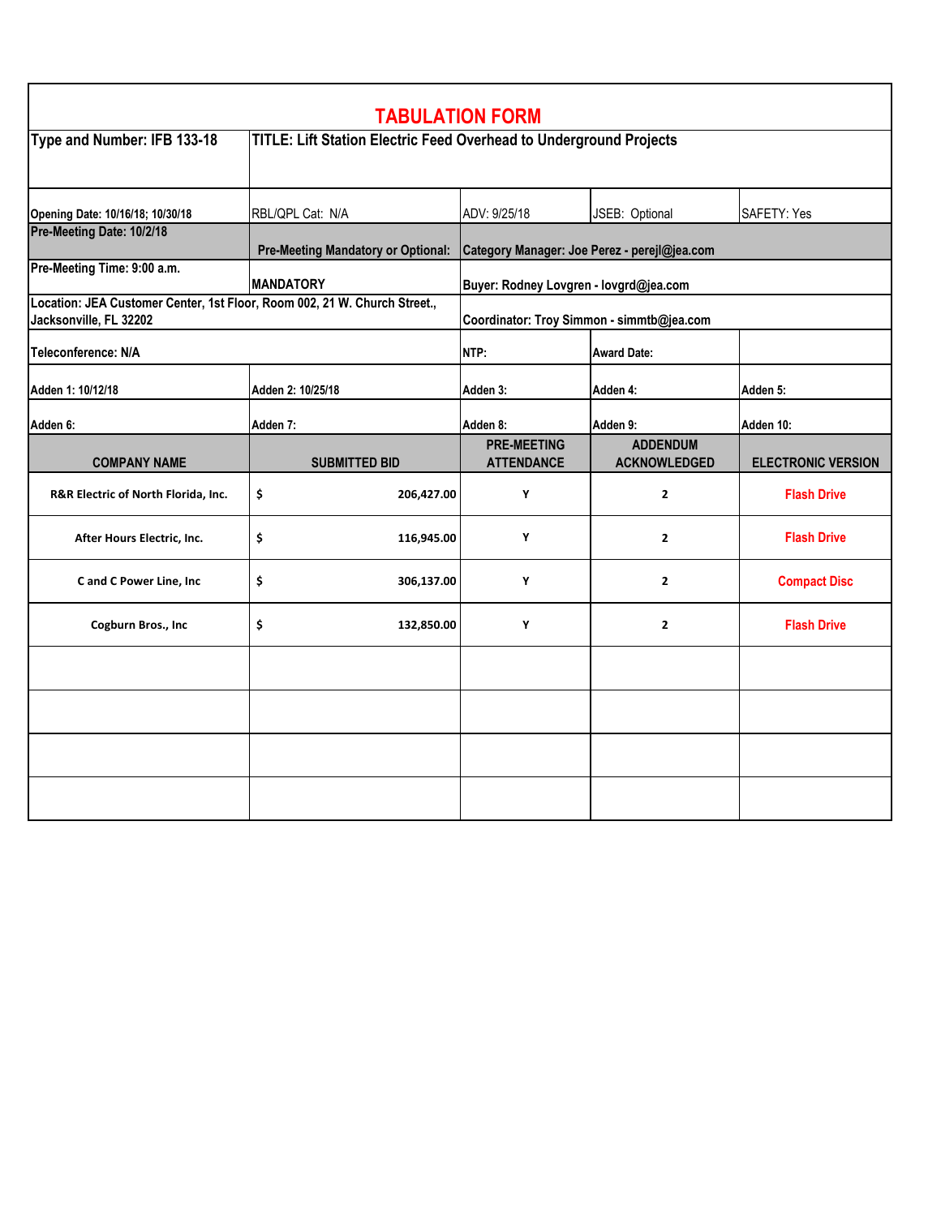# TABULATION FORM

| | | | | |
|---|---|---|---|---|
| **Type and Number: IFB 133-18** | **TITLE: Lift Station Electric Feed Overhead to Underground Projects** | | | |
| **Opening Date: 10/16/18; 10/30/18** | RBL/QPL Cat: N/A | ADV: 9/25/18 | JSEB: Optional | SAFETY: Yes |
| **Pre-Meeting Date: 10/2/18** | **Pre-Meeting Mandatory or Optional:** | **Category Manager: Joe Perez - perejl@jea.com** | | |
| **Pre-Meeting Time: 9:00 a.m.** | **MANDATORY** | **Buyer: Rodney Lovgren - lovgrd@jea.com** | | |
| **Location: JEA Customer Center, 1st Floor, Room 002, 21 W. Church Street., Jacksonville, FL 32202** | | **Coordinator: Troy Simmon - simmtb@jea.com** | | |
| **Teleconference: N/A** | | **NTP:** | **Award Date:** | |
| **Adden 1: 10/12/18** | **Adden 2: 10/25/18** | **Adden 3:** | **Adden 4:** | **Adden 5:** |
| **Adden 6:** | **Adden 7:** | **Adden 8:** | **Adden 9:** | **Adden 10:** |
| **COMPANY NAME** | **SUBMITTED BID** | **PRE-MEETING ATTENDANCE** | **ADDENDUM ACKNOWLEDGED** | **ELECTRONIC VERSION** |
| **R&R Electric of North Florida, Inc.** | **$ 206,427.00** | **Y** | **2** | **Flash Drive** |
| **After Hours Electric, Inc.** | **$ 116,945.00** | **Y** | **2** | **Flash Drive** |
| **C and C Power Line, Inc** | **$ 306,137.00** | **Y** | **2** | **Compact Disc** |
| **Cogburn Bros., Inc** | **$ 132,850.00** | **Y** | **2** | **Flash Drive** |
| | | | | |
| | | | | |
| | | | | |
| | | | | |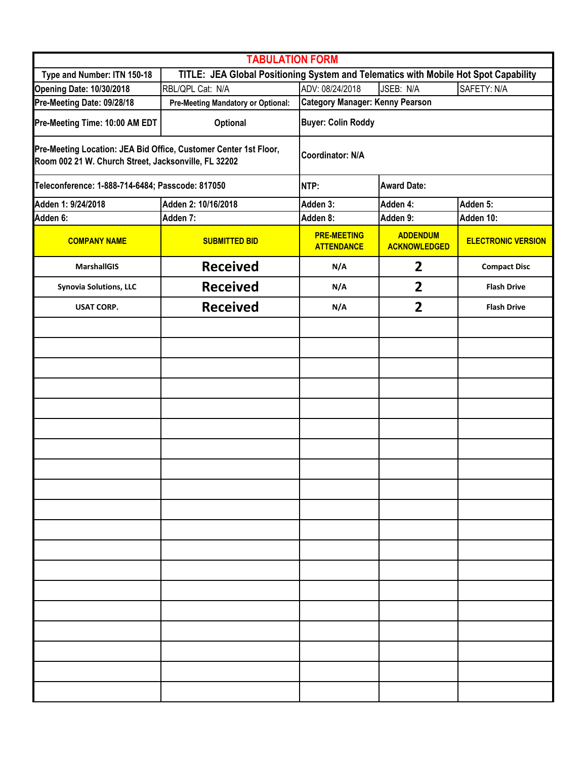# TABULATION FORM

| Type and Number: ITN 150-18 | TITLE: JEA Global Positioning System and Telematics with Mobile Hot Spot Capability | | | |
|---|---|---|---|---|
| Opening Date: 10/30/2018 | RBL/QPL Cat: N/A | ADV: 08/24/2018 | JSEB: N/A | SAFETY: N/A |
| Pre-Meeting Date: 09/28/18 | Pre-Meeting Mandatory or Optional: | Category Manager: Kenny Pearson | | |
| Pre-Meeting Time: 10:00 AM EDT | Optional | Buyer: Colin Roddy | | |
| Pre-Meeting Location: JEA Bid Office, Customer Center 1st Floor, Room 002 21 W. Church Street, Jacksonville, FL 32202 | | Coordinator: N/A | | |
| Teleconference: 1-888-714-6484; Passcode: 817050 | | NTP: | Award Date: | |
| Adden 1: 9/24/2018 | Adden 2: 10/16/2018 | Adden 3: | Adden 4: | Adden 5: |
| Adden 6: | Adden 7: | Adden 8: | Adden 9: | Adden 10: |
| **COMPANY NAME** | **SUBMITTED BID** | **PRE-MEETING ATTENDANCE** | **ADDENDUM ACKNOWLEDGED** | **ELECTRONIC VERSION** |
| MarshallGIS | Received | N/A | 2 | Compact Disc |
| Synovia Solutions, LLC | Received | N/A | 2 | Flash Drive |
| USAT CORP. | Received | N/A | 2 | Flash Drive |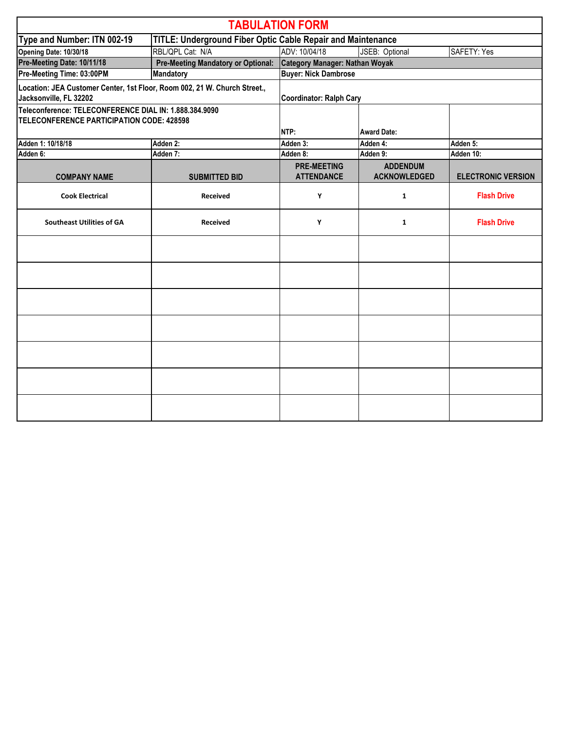# TABULATION FORM

| | | | | |
|---|---|---|---|---|
| **Type and Number: ITN 002-19** | **TITLE: Underground Fiber Optic Cable Repair and Maintenance** | | | |
| **Opening Date: 10/30/18** | RBL/QPL Cat: N/A | ADV: 10/04/18 | JSEB: Optional | SAFETY: Yes |
| **Pre-Meeting Date: 10/11/18** | **Pre-Meeting Mandatory or Optional:** | **Category Manager: Nathan Woyak** | | |
| **Pre-Meeting Time: 03:00PM** | **Mandatory** | **Buyer: Nick Dambrose** | | |
| **Location: JEA Customer Center, 1st Floor, Room 002, 21 W. Church Street., Jacksonville, FL 32202** | | **Coordinator: Ralph Cary** | | |
| **Teleconference: TELECONFERENCE DIAL IN: 1.888.384.9090 TELECONFERENCE PARTICIPATION CODE: 428598** | | **NTP:** | **Award Date:** | |
| **Adden 1: 10/18/18** | **Adden 2:** | **Adden 3:** | **Adden 4:** | **Adden 5:** |
| **Adden 6:** | **Adden 7:** | **Adden 8:** | **Adden 9:** | **Adden 10:** |

| COMPANY NAME | SUBMITTED BID | PRE-MEETING ATTENDANCE | ADDENDUM ACKNOWLEDGED | ELECTRONIC VERSION |
|---|---|---|---|---|
| Cook Electrical | Received | Y | 1 | Flash Drive |
| Southeast Utilities of GA | Received | Y | 1 | Flash Drive |
| | | | | |
| | | | | |
| | | | | |
| | | | | |
| | | | | |
| | | | | |
| | | | | |